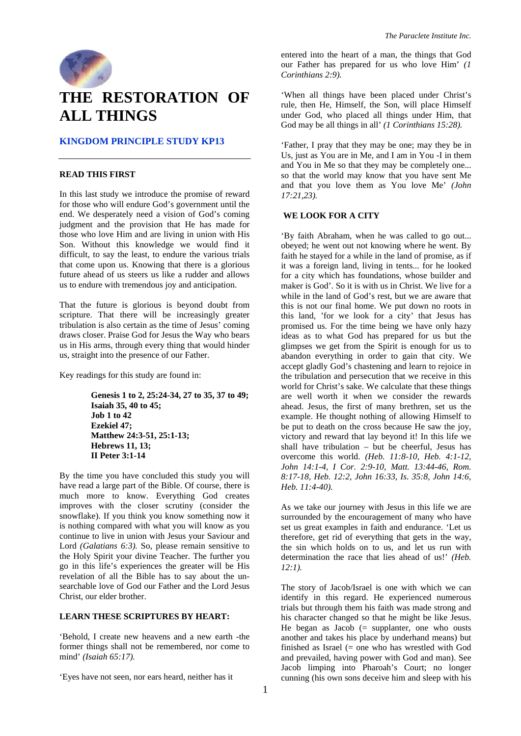# THE RESTORATION OF ALL THINGS

## KINGDOM PRINCIPLE STUDY KP13

### READ THIS FIRST

In this last study we introduce the promise of reward for those who will endure God's government until the end. We desperately need a vision of God's coming judgment and the provision that He has made for those who love Him and are living in union with His Son. Without this knowledge we would find it difficult, to say the least, to endure the various trials that come upon us. Knowing that there is a glorious future ahead of us steers us like a rudder and allows us to endure with tremendous joy and anticipation.

That the future is glorious is beyond doubt from scripture. That there will be increasingly greater tribulation is also certain as the time of Jesus' coming draws closer. Praise God for Jesus the Way who bears us in His arms, through every thing that would hinder us, straight into the presence of our Father.

Key readings for this study are found in:

> **Genesis 1 to 2, 25:24-34, 27 to 35, 37 to 49;**
> **Isaiah 35, 40 to 45;**
> **Job 1 to 42**
> **Ezekiel 47;**
> **Matthew 24:3-51, 25:1-13;**
> **Hebrews 11, 13;**
> **II Peter 3:1-14**

By the time you have concluded this study you will have read a large part of the Bible. Of course, there is much more to know. Everything God creates improves with the closer scrutiny (consider the snowflake). If you think you know something now it is nothing compared with what you will know as you continue to live in union with Jesus your Saviour and Lord *(Galatians 6:3).* So, please remain sensitive to the Holy Spirit your divine Teacher. The further you go in this life's experiences the greater will be His revelation of all the Bible has to say about the un-searchable love of God our Father and the Lord Jesus Christ, our elder brother.

### LEARN THESE SCRIPTURES BY HEART:

'Behold, I create new heavens and a new earth -the former things shall not be remembered, nor come to mind' *(Isaiah 65:17).*

'Eyes have not seen, nor ears heard, neither has it entered into the heart of a man, the things that God our Father has prepared for us who love Him' *(1 Corinthians 2:9).*

'When all things have been placed under Christ's rule, then He, Himself, the Son, will place Himself under God, who placed all things under Him, that God may be all things in all' *(1 Corinthians 15:28).*

'Father, I pray that they may be one; may they be in Us, just as You are in Me, and I am in You -I in them and You in Me so that they may be completely one... so that the world may know that you have sent Me and that you love them as You love Me' *(John 17:21,23).*

### WE LOOK FOR A CITY

'By faith Abraham, when he was called to go out... obeyed; he went out not knowing where he went. By faith he stayed for a while in the land of promise, as if it was a foreign land, living in tents... for he looked for a city which has foundations, whose builder and maker is God'. So it is with us in Christ. We live for a while in the land of God's rest, but we are aware that this is not our final home. We put down no roots in this land, 'for we look for a city' that Jesus has promised us. For the time being we have only hazy ideas as to what God has prepared for us but the glimpses we get from the Spirit is enough for us to abandon everything in order to gain that city. We accept gladly God's chastening and learn to rejoice in the tribulation and persecution that we receive in this world for Christ's sake. We calculate that these things are well worth it when we consider the rewards ahead. Jesus, the first of many brethren, set us the example. He thought nothing of allowing Himself to be put to death on the cross because He saw the joy, victory and reward that lay beyond it! In this life we shall have tribulation – but be cheerful, Jesus has overcome this world. *(Heb. 11:8-10, Heb. 4:1-12, John 14:1-4, I Cor. 2:9-10, Matt. 13:44-46, Rom. 8:17-18, Heb. 12:2, John 16:33, Is. 35:8, John 14:6, Heb. 11:4-40).*

As we take our journey with Jesus in this life we are surrounded by the encouragement of many who have set us great examples in faith and endurance. 'Let us therefore, get rid of everything that gets in the way, the sin which holds on to us, and let us run with determination the race that lies ahead of us!' *(Heb. 12:1).*

The story of Jacob/Israel is one with which we can identify in this regard. He experienced numerous trials but through them his faith was made strong and his character changed so that he might be like Jesus. He began as Jacob (= supplanter, one who ousts another and takes his place by underhand means) but finished as Israel (= one who has wrestled with God and prevailed, having power with God and man). See Jacob limping into Pharoah's Court; no longer cunning (his own sons deceive him and sleep with his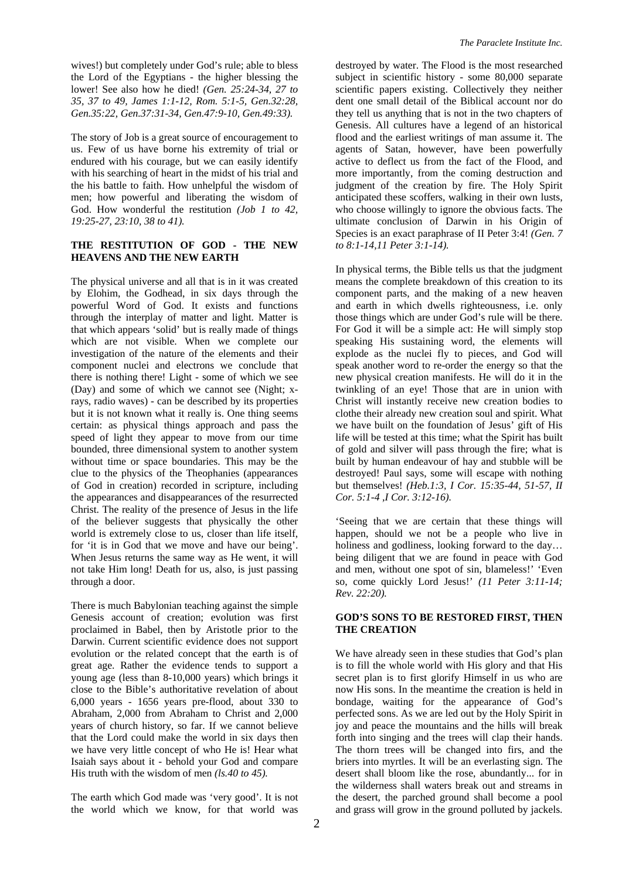wives!) but completely under God's rule; able to bless the Lord of the Egyptians - the higher blessing the lower! See also how he died! *(Gen. 25:24-34, 27 to 35, 37 to 49, James 1:1-12, Rom. 5:1-5, Gen.32:28, Gen.35:22, Gen.37:31-34, Gen.47:9-10, Gen.49:33).*

The story of Job is a great source of encouragement to us. Few of us have borne his extremity of trial or endured with his courage, but we can easily identify with his searching of heart in the midst of his trial and the his battle to faith. How unhelpful the wisdom of men; how powerful and liberating the wisdom of God. How wonderful the restitution *(Job 1 to 42, 19:25-27, 23:10, 38 to 41).*

## THE RESTITUTION OF GOD - THE NEW HEAVENS AND THE NEW EARTH

The physical universe and all that is in it was created by Elohim, the Godhead, in six days through the powerful Word of God. It exists and functions through the interplay of matter and light. Matter is that which appears 'solid' but is really made of things which are not visible. When we complete our investigation of the nature of the elements and their component nuclei and electrons we conclude that there is nothing there! Light - some of which we see (Day) and some of which we cannot see (Night; x-rays, radio waves) - can be described by its properties but it is not known what it really is. One thing seems certain: as physical things approach and pass the speed of light they appear to move from our time bounded, three dimensional system to another system without time or space boundaries. This may be the clue to the physics of the Theophanies (appearances of God in creation) recorded in scripture, including the appearances and disappearances of the resurrected Christ. The reality of the presence of Jesus in the life of the believer suggests that physically the other world is extremely close to us, closer than life itself, for 'it is in God that we move and have our being'. When Jesus returns the same way as He went, it will not take Him long! Death for us, also, is just passing through a door.

There is much Babylonian teaching against the simple Genesis account of creation; evolution was first proclaimed in Babel, then by Aristotle prior to the Darwin. Current scientific evidence does not support evolution or the related concept that the earth is of great age. Rather the evidence tends to support a young age (less than 8-10,000 years) which brings it close to the Bible's authoritative revelation of about 6,000 years - 1656 years pre-flood, about 330 to Abraham, 2,000 from Abraham to Christ and 2,000 years of church history, so far. If we cannot believe that the Lord could make the world in six days then we have very little concept of who He is! Hear what Isaiah says about it - behold your God and compare His truth with the wisdom of men *(ls.40 to 45).*

The earth which God made was 'very good'. It is not the world which we know, for that world was destroyed by water. The Flood is the most researched subject in scientific history - some 80,000 separate scientific papers existing. Collectively they neither dent one small detail of the Biblical account nor do they tell us anything that is not in the two chapters of Genesis. All cultures have a legend of an historical flood and the earliest writings of man assume it. The agents of Satan, however, have been powerfully active to deflect us from the fact of the Flood, and more importantly, from the coming destruction and judgment of the creation by fire. The Holy Spirit anticipated these scoffers, walking in their own lusts, who choose willingly to ignore the obvious facts. The ultimate conclusion of Darwin in his Origin of Species is an exact paraphrase of II Peter 3:4! *(Gen. 7 to 8:1-14,11 Peter 3:1-14).*

In physical terms, the Bible tells us that the judgment means the complete breakdown of this creation to its component parts, and the making of a new heaven and earth in which dwells righteousness, i.e. only those things which are under God's rule will be there. For God it will be a simple act: He will simply stop speaking His sustaining word, the elements will explode as the nuclei fly to pieces, and God will speak another word to re-order the energy so that the new physical creation manifests. He will do it in the twinkling of an eye! Those that are in union with Christ will instantly receive new creation bodies to clothe their already new creation soul and spirit. What we have built on the foundation of Jesus' gift of His life will be tested at this time; what the Spirit has built of gold and silver will pass through the fire; what is built by human endeavour of hay and stubble will be destroyed! Paul says, some will escape with nothing but themselves! *(Heb.1:3, I Cor. 15:35-44, 51-57, II Cor. 5:1-4 ,I Cor. 3:12-16).*

'Seeing that we are certain that these things will happen, should we not be a people who live in holiness and godliness, looking forward to the day… being diligent that we are found in peace with God and men, without one spot of sin, blameless!' 'Even so, come quickly Lord Jesus!' *(11 Peter 3:11-14; Rev. 22:20).*

## GOD'S SONS TO BE RESTORED FIRST, THEN THE CREATION

We have already seen in these studies that God's plan is to fill the whole world with His glory and that His secret plan is to first glorify Himself in us who are now His sons. In the meantime the creation is held in bondage, waiting for the appearance of God's perfected sons. As we are led out by the Holy Spirit in joy and peace the mountains and the hills will break forth into singing and the trees will clap their hands. The thorn trees will be changed into firs, and the briers into myrtles. It will be an everlasting sign. The desert shall bloom like the rose, abundantly... for in the wilderness shall waters break out and streams in the desert, the parched ground shall become a pool and grass will grow in the ground polluted by jackels.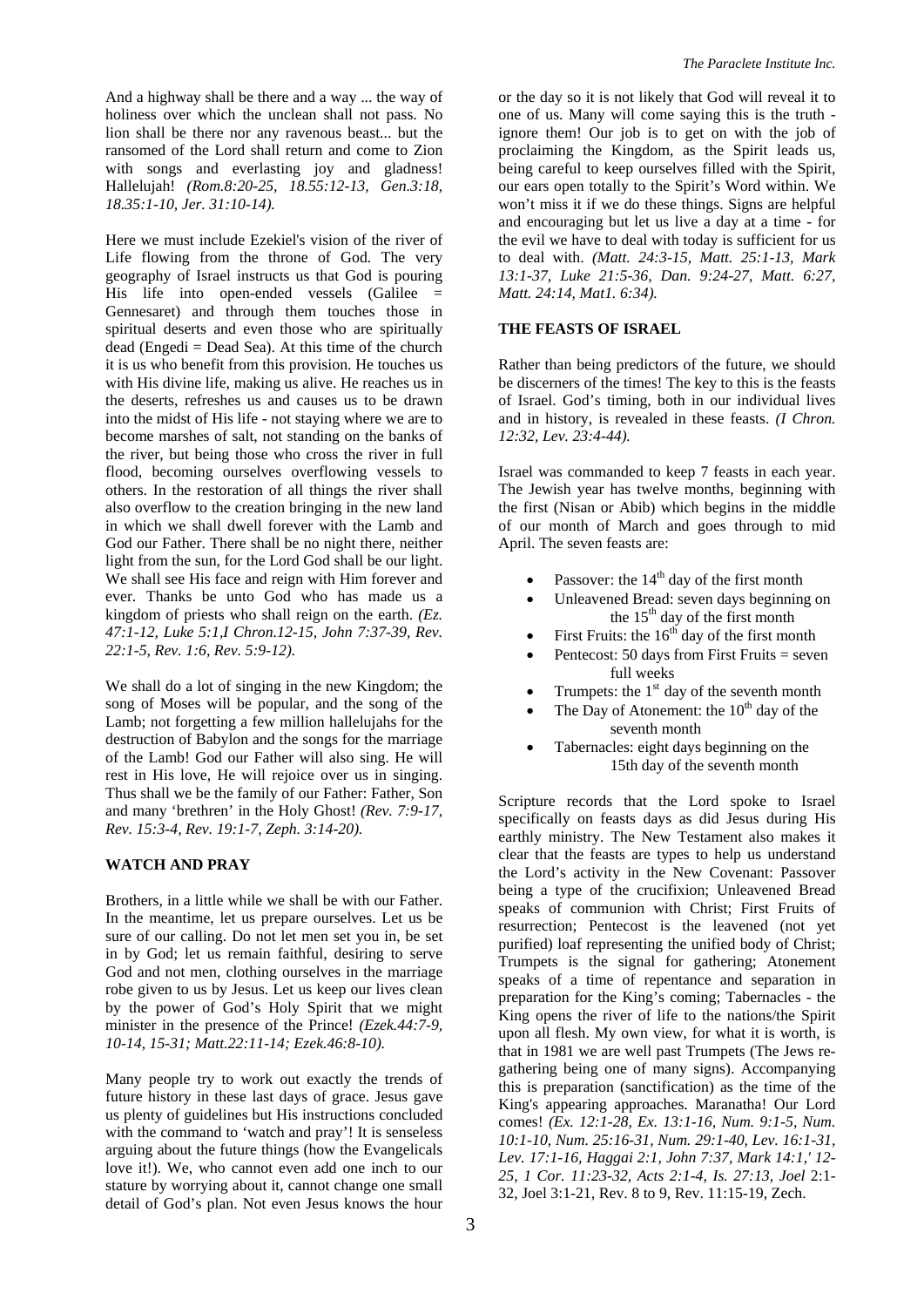And a highway shall be there and a way ... the way of holiness over which the unclean shall not pass. No lion shall be there nor any ravenous beast... but the ransomed of the Lord shall return and come to Zion with songs and everlasting joy and gladness! Hallelujah! *(Rom.8:20-25, 18.55:12-13, Gen.3:18, 18.35:1-10, Jer. 31:10-14).*

Here we must include Ezekiel's vision of the river of Life flowing from the throne of God. The very geography of Israel instructs us that God is pouring His life into open-ended vessels (Galilee = Gennesaret) and through them touches those in spiritual deserts and even those who are spiritually dead (Engedi = Dead Sea). At this time of the church it is us who benefit from this provision. He touches us with His divine life, making us alive. He reaches us in the deserts, refreshes us and causes us to be drawn into the midst of His life - not staying where we are to become marshes of salt, not standing on the banks of the river, but being those who cross the river in full flood, becoming ourselves overflowing vessels to others. In the restoration of all things the river shall also overflow to the creation bringing in the new land in which we shall dwell forever with the Lamb and God our Father. There shall be no night there, neither light from the sun, for the Lord God shall be our light. We shall see His face and reign with Him forever and ever. Thanks be unto God who has made us a kingdom of priests who shall reign on the earth. *(Ez. 47:1-12, Luke 5:1,I Chron.12-15, John 7:37-39, Rev. 22:1-5, Rev. 1:6, Rev. 5:9-12).*

We shall do a lot of singing in the new Kingdom; the song of Moses will be popular, and the song of the Lamb; not forgetting a few million hallelujahs for the destruction of Babylon and the songs for the marriage of the Lamb! God our Father will also sing. He will rest in His love, He will rejoice over us in singing. Thus shall we be the family of our Father: Father, Son and many 'brethren' in the Holy Ghost! *(Rev. 7:9-17, Rev. 15:3-4, Rev. 19:1-7, Zeph. 3:14-20).*

## WATCH AND PRAY

Brothers, in a little while we shall be with our Father. In the meantime, let us prepare ourselves. Let us be sure of our calling. Do not let men set you in, be set in by God; let us remain faithful, desiring to serve God and not men, clothing ourselves in the marriage robe given to us by Jesus. Let us keep our lives clean by the power of God's Holy Spirit that we might minister in the presence of the Prince! *(Ezek.44:7-9, 10-14, 15-31; Matt.22:11-14; Ezek.46:8-10).*

Many people try to work out exactly the trends of future history in these last days of grace. Jesus gave us plenty of guidelines but His instructions concluded with the command to 'watch and pray'! It is senseless arguing about the future things (how the Evangelicals love it!). We, who cannot even add one inch to our stature by worrying about it, cannot change one small detail of God's plan. Not even Jesus knows the hour or the day so it is not likely that God will reveal it to one of us. Many will come saying this is the truth - ignore them! Our job is to get on with the job of proclaiming the Kingdom, as the Spirit leads us, being careful to keep ourselves filled with the Spirit, our ears open totally to the Spirit's Word within. We won't miss it if we do these things. Signs are helpful and encouraging but let us live a day at a time - for the evil we have to deal with today is sufficient for us to deal with. *(Matt. 24:3-15, Matt. 25:1-13, Mark 13:1-37, Luke 21:5-36, Dan. 9:24-27, Matt. 6:27, Matt. 24:14, Mat1. 6:34).*

## THE FEASTS OF ISRAEL

Rather than being predictors of the future, we should be discerners of the times! The key to this is the feasts of Israel. God's timing, both in our individual lives and in history, is revealed in these feasts. *(I Chron. 12:32, Lev. 23:4-44).*

Israel was commanded to keep 7 feasts in each year. The Jewish year has twelve months, beginning with the first (Nisan or Abib) which begins in the middle of our month of March and goes through to mid April. The seven feasts are:

- Passover: the 14th day of the first month
- Unleavened Bread: seven days beginning on the 15th day of the first month
- First Fruits: the 16th day of the first month
- Pentecost: 50 days from First Fruits = seven full weeks
- Trumpets: the 1st day of the seventh month
- The Day of Atonement: the 10th day of the seventh month
- Tabernacles: eight days beginning on the 15th day of the seventh month

Scripture records that the Lord spoke to Israel specifically on feasts days as did Jesus during His earthly ministry. The New Testament also makes it clear that the feasts are types to help us understand the Lord's activity in the New Covenant: Passover being a type of the crucifixion; Unleavened Bread speaks of communion with Christ; First Fruits of resurrection; Pentecost is the leavened (not yet purified) loaf representing the unified body of Christ; Trumpets is the signal for gathering; Atonement speaks of a time of repentance and separation in preparation for the King's coming; Tabernacles - the King opens the river of life to the nations/the Spirit upon all flesh. My own view, for what it is worth, is that in 1981 we are well past Trumpets (The Jews re-gathering being one of many signs). Accompanying this is preparation (sanctification) as the time of the King's appearing approaches. Maranatha! Our Lord comes! *(Ex. 12:1-28, Ex. 13:1-16, Num. 9:1-5, Num. 10:1-10, Num. 25:16-31, Num. 29:1-40, Lev. 16:1-31, Lev. 17:1-16, Haggai 2:1, John 7:37, Mark 14:1,' 12-25, 1 Cor. 11:23-32, Acts 2:1-4, Is. 27:13, Joel* 2:1-32, Joel 3:1-21, Rev. 8 to 9, Rev. 11:15-19, Zech.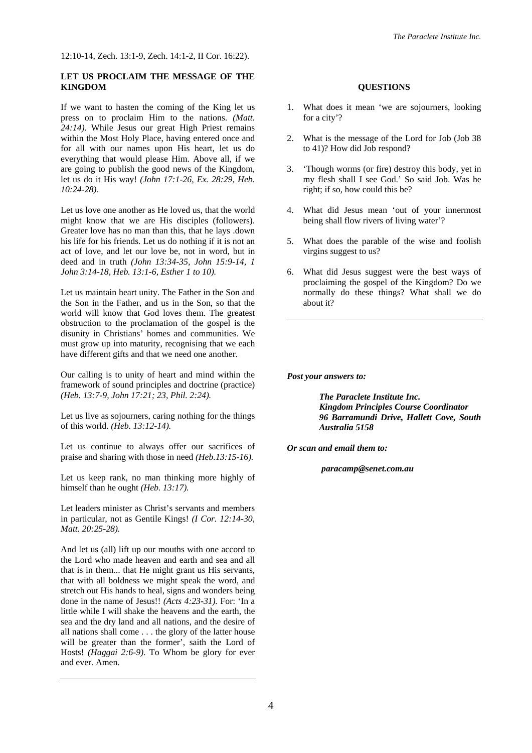12:10-14, Zech. 13:1-9, Zech. 14:1-2, II Cor. 16:22).

## LET US PROCLAIM THE MESSAGE OF THE KINGDOM

If we want to hasten the coming of the King let us press on to proclaim Him to the nations. *(Matt. 24:14).* While Jesus our great High Priest remains within the Most Holy Place, having entered once and for all with our names upon His heart, let us do everything that would please Him. Above all, if we are going to publish the good news of the Kingdom, let us do it His way! *(John 17:1-26, Ex. 28:29, Heb. 10:24-28).*

Let us love one another as He loved us, that the world might know that we are His disciples (followers). Greater love has no man than this, that he lays .down his life for his friends. Let us do nothing if it is not an act of love, and let our love be, not in word, but in deed and in truth *(John 13:34-35, John 15:9-14, 1 John 3:14-18, Heb. 13:1-6, Esther 1 to 10).*

Let us maintain heart unity. The Father in the Son and the Son in the Father, and us in the Son, so that the world will know that God loves them. The greatest obstruction to the proclamation of the gospel is the disunity in Christians' homes and communities. We must grow up into maturity, recognising that we each have different gifts and that we need one another.

Our calling is to unity of heart and mind within the framework of sound principles and doctrine (practice) *(Heb. 13:7-9, John 17:21; 23, Phil. 2:24).*

Let us live as sojourners, caring nothing for the things of this world. *(Heb. 13:12-14).*

Let us continue to always offer our sacrifices of praise and sharing with those in need *(Heb.13:15-16).*

Let us keep rank, no man thinking more highly of himself than he ought *(Heb. 13:17).*

Let leaders minister as Christ's servants and members in particular, not as Gentile Kings! *(I Cor. 12:14-30, Matt. 20:25-28).*

And let us (all) lift up our mouths with one accord to the Lord who made heaven and earth and sea and all that is in them... that He might grant us His servants, that with all boldness we might speak the word, and stretch out His hands to heal, signs and wonders being done in the name of Jesus!! *(Acts 4:23-31).* For: 'In a little while I will shake the heavens and the earth, the sea and the dry land and all nations, and the desire of all nations shall come . . . the glory of the latter house will be greater than the former', saith the Lord of Hosts! *(Haggai 2:6-9)*. To Whom be glory for ever and ever. Amen.

---

## QUESTIONS

1. What does it mean 'we are sojourners, looking for a city'?
2. What is the message of the Lord for Job (Job 38 to 41)? How did Job respond?
3. 'Though worms (or fire) destroy this body, yet in my flesh shall I see God.' So said Job. Was he right; if so, how could this be?
4. What did Jesus mean 'out of your innermost being shall flow rivers of living water'?
5. What does the parable of the wise and foolish virgins suggest to us?
6. What did Jesus suggest were the best ways of proclaiming the gospel of the Kingdom? Do we normally do these things? What shall we do about it?

---

***Post your answers to:***

> ***The Paraclete Institute Inc.***
> ***Kingdom Principles Course Coordinator***
> ***96 Barramundi Drive, Hallett Cove, South Australia 5158***

***Or scan and email them to:***

> ***paracamp@senet.com.au***